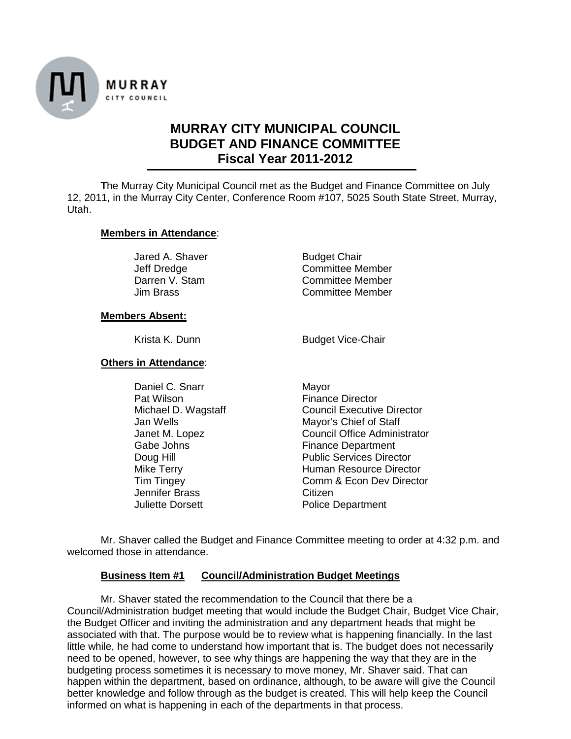MURRAY
CITY COUNCIL

# MURRAY CITY MUNICIPAL COUNCIL
# BUDGET AND FINANCE COMMITTEE
# Fiscal Year 2011-2012

**T**he Murray City Municipal Council met as the Budget and Finance Committee on July 12, 2011, in the Murray City Center, Conference Room #107, 5025 South State Street, Murray, Utah.

**Members in Attendance**:

| | |
|---|---|
| Jared A. Shaver | Budget Chair |
| Jeff Dredge | Committee Member |
| Darren V. Stam | Committee Member |
| Jim Brass | Committee Member |

**Members Absent:**

| | |
|---|---|
| Krista K. Dunn | Budget Vice-Chair |

**Others in Attendance**:

| | |
|---|---|
| Daniel C. Snarr | Mayor |
| Pat Wilson | Finance Director |
| Michael D. Wagstaff | Council Executive Director |
| Jan Wells | Mayor's Chief of Staff |
| Janet M. Lopez | Council Office Administrator |
| Gabe Johns | Finance Department |
| Doug Hill | Public Services Director |
| Mike Terry | Human Resource Director |
| Tim Tingey | Comm & Econ Dev Director |
| Jennifer Brass | Citizen |
| Juliette Dorsett | Police Department |

Mr. Shaver called the Budget and Finance Committee meeting to order at 4:32 p.m. and welcomed those in attendance.

**Business Item #1 Council/Administration Budget Meetings**

Mr. Shaver stated the recommendation to the Council that there be a Council/Administration budget meeting that would include the Budget Chair, Budget Vice Chair, the Budget Officer and inviting the administration and any department heads that might be associated with that. The purpose would be to review what is happening financially. In the last little while, he had come to understand how important that is. The budget does not necessarily need to be opened, however, to see why things are happening the way that they are in the budgeting process sometimes it is necessary to move money, Mr. Shaver said. That can happen within the department, based on ordinance, although, to be aware will give the Council better knowledge and follow through as the budget is created. This will help keep the Council informed on what is happening in each of the departments in that process.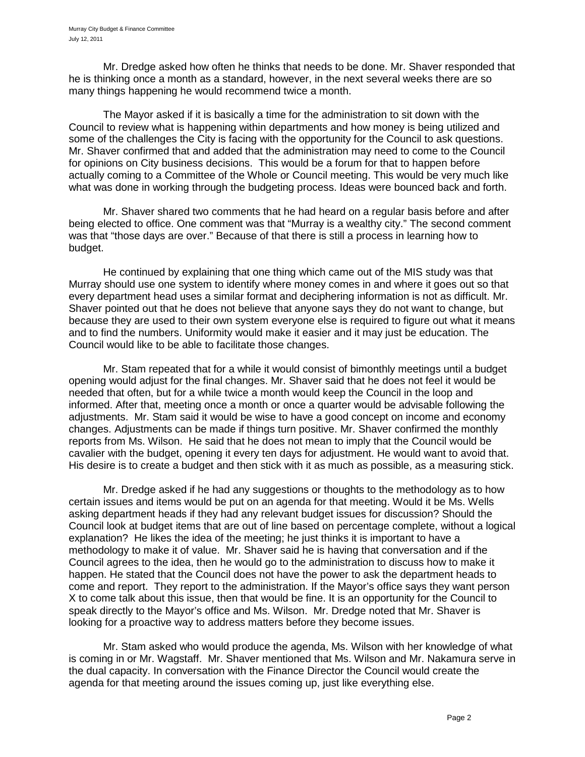Mr. Dredge asked how often he thinks that needs to be done. Mr. Shaver responded that he is thinking once a month as a standard, however, in the next several weeks there are so many things happening he would recommend twice a month.

The Mayor asked if it is basically a time for the administration to sit down with the Council to review what is happening within departments and how money is being utilized and some of the challenges the City is facing with the opportunity for the Council to ask questions. Mr. Shaver confirmed that and added that the administration may need to come to the Council for opinions on City business decisions. This would be a forum for that to happen before actually coming to a Committee of the Whole or Council meeting. This would be very much like what was done in working through the budgeting process. Ideas were bounced back and forth.

Mr. Shaver shared two comments that he had heard on a regular basis before and after being elected to office. One comment was that "Murray is a wealthy city." The second comment was that "those days are over." Because of that there is still a process in learning how to budget.

He continued by explaining that one thing which came out of the MIS study was that Murray should use one system to identify where money comes in and where it goes out so that every department head uses a similar format and deciphering information is not as difficult. Mr. Shaver pointed out that he does not believe that anyone says they do not want to change, but because they are used to their own system everyone else is required to figure out what it means and to find the numbers. Uniformity would make it easier and it may just be education. The Council would like to be able to facilitate those changes.

Mr. Stam repeated that for a while it would consist of bimonthly meetings until a budget opening would adjust for the final changes. Mr. Shaver said that he does not feel it would be needed that often, but for a while twice a month would keep the Council in the loop and informed. After that, meeting once a month or once a quarter would be advisable following the adjustments. Mr. Stam said it would be wise to have a good concept on income and economy changes. Adjustments can be made if things turn positive. Mr. Shaver confirmed the monthly reports from Ms. Wilson. He said that he does not mean to imply that the Council would be cavalier with the budget, opening it every ten days for adjustment. He would want to avoid that. His desire is to create a budget and then stick with it as much as possible, as a measuring stick.

Mr. Dredge asked if he had any suggestions or thoughts to the methodology as to how certain issues and items would be put on an agenda for that meeting. Would it be Ms. Wells asking department heads if they had any relevant budget issues for discussion? Should the Council look at budget items that are out of line based on percentage complete, without a logical explanation? He likes the idea of the meeting; he just thinks it is important to have a methodology to make it of value. Mr. Shaver said he is having that conversation and if the Council agrees to the idea, then he would go to the administration to discuss how to make it happen. He stated that the Council does not have the power to ask the department heads to come and report. They report to the administration. If the Mayor's office says they want person X to come talk about this issue, then that would be fine. It is an opportunity for the Council to speak directly to the Mayor's office and Ms. Wilson. Mr. Dredge noted that Mr. Shaver is looking for a proactive way to address matters before they become issues.

Mr. Stam asked who would produce the agenda, Ms. Wilson with her knowledge of what is coming in or Mr. Wagstaff. Mr. Shaver mentioned that Ms. Wilson and Mr. Nakamura serve in the dual capacity. In conversation with the Finance Director the Council would create the agenda for that meeting around the issues coming up, just like everything else.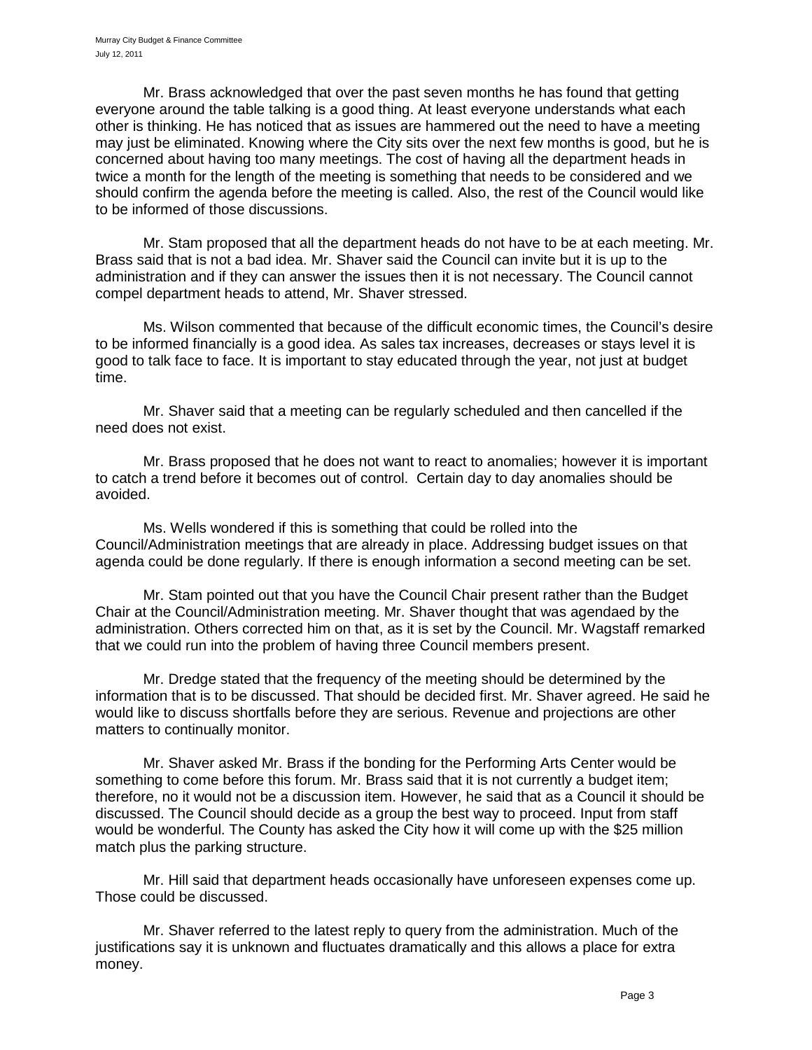Mr. Brass acknowledged that over the past seven months he has found that getting everyone around the table talking is a good thing. At least everyone understands what each other is thinking. He has noticed that as issues are hammered out the need to have a meeting may just be eliminated. Knowing where the City sits over the next few months is good, but he is concerned about having too many meetings. The cost of having all the department heads in twice a month for the length of the meeting is something that needs to be considered and we should confirm the agenda before the meeting is called. Also, the rest of the Council would like to be informed of those discussions.

Mr. Stam proposed that all the department heads do not have to be at each meeting. Mr. Brass said that is not a bad idea. Mr. Shaver said the Council can invite but it is up to the administration and if they can answer the issues then it is not necessary. The Council cannot compel department heads to attend, Mr. Shaver stressed.

Ms. Wilson commented that because of the difficult economic times, the Council's desire to be informed financially is a good idea. As sales tax increases, decreases or stays level it is good to talk face to face. It is important to stay educated through the year, not just at budget time.

Mr. Shaver said that a meeting can be regularly scheduled and then cancelled if the need does not exist.

Mr. Brass proposed that he does not want to react to anomalies; however it is important to catch a trend before it becomes out of control. Certain day to day anomalies should be avoided.

Ms. Wells wondered if this is something that could be rolled into the Council/Administration meetings that are already in place. Addressing budget issues on that agenda could be done regularly. If there is enough information a second meeting can be set.

Mr. Stam pointed out that you have the Council Chair present rather than the Budget Chair at the Council/Administration meeting. Mr. Shaver thought that was agendaed by the administration. Others corrected him on that, as it is set by the Council. Mr. Wagstaff remarked that we could run into the problem of having three Council members present.

Mr. Dredge stated that the frequency of the meeting should be determined by the information that is to be discussed. That should be decided first. Mr. Shaver agreed. He said he would like to discuss shortfalls before they are serious. Revenue and projections are other matters to continually monitor.

Mr. Shaver asked Mr. Brass if the bonding for the Performing Arts Center would be something to come before this forum. Mr. Brass said that it is not currently a budget item; therefore, no it would not be a discussion item. However, he said that as a Council it should be discussed. The Council should decide as a group the best way to proceed. Input from staff would be wonderful. The County has asked the City how it will come up with the $25 million match plus the parking structure.

Mr. Hill said that department heads occasionally have unforeseen expenses come up. Those could be discussed.

Mr. Shaver referred to the latest reply to query from the administration. Much of the justifications say it is unknown and fluctuates dramatically and this allows a place for extra money.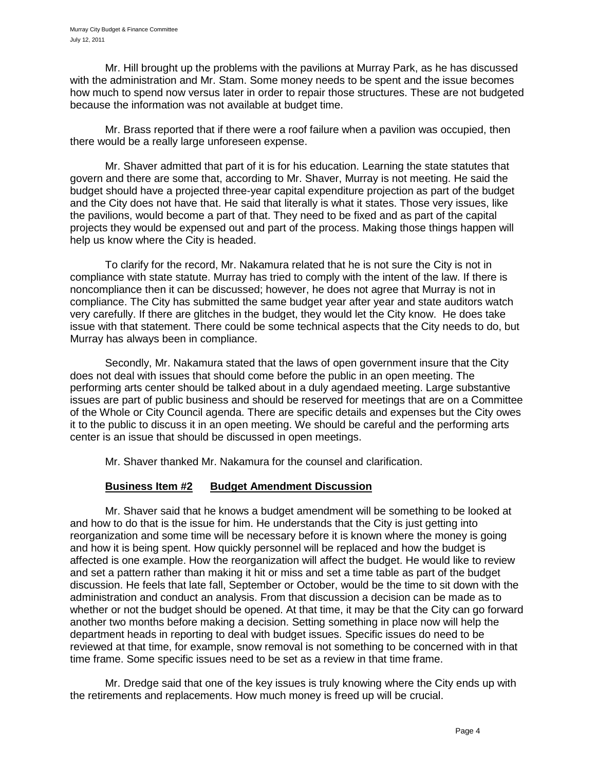Mr. Hill brought up the problems with the pavilions at Murray Park, as he has discussed with the administration and Mr. Stam. Some money needs to be spent and the issue becomes how much to spend now versus later in order to repair those structures. These are not budgeted because the information was not available at budget time.

Mr. Brass reported that if there were a roof failure when a pavilion was occupied, then there would be a really large unforeseen expense.

Mr. Shaver admitted that part of it is for his education. Learning the state statutes that govern and there are some that, according to Mr. Shaver, Murray is not meeting. He said the budget should have a projected three-year capital expenditure projection as part of the budget and the City does not have that. He said that literally is what it states. Those very issues, like the pavilions, would become a part of that. They need to be fixed and as part of the capital projects they would be expensed out and part of the process. Making those things happen will help us know where the City is headed.

To clarify for the record, Mr. Nakamura related that he is not sure the City is not in compliance with state statute. Murray has tried to comply with the intent of the law. If there is noncompliance then it can be discussed; however, he does not agree that Murray is not in compliance. The City has submitted the same budget year after year and state auditors watch very carefully. If there are glitches in the budget, they would let the City know. He does take issue with that statement. There could be some technical aspects that the City needs to do, but Murray has always been in compliance.

Secondly, Mr. Nakamura stated that the laws of open government insure that the City does not deal with issues that should come before the public in an open meeting. The performing arts center should be talked about in a duly agendaed meeting. Large substantive issues are part of public business and should be reserved for meetings that are on a Committee of the Whole or City Council agenda. There are specific details and expenses but the City owes it to the public to discuss it in an open meeting. We should be careful and the performing arts center is an issue that should be discussed in open meetings.

Mr. Shaver thanked Mr. Nakamura for the counsel and clarification.

**Business Item #2 Budget Amendment Discussion**

Mr. Shaver said that he knows a budget amendment will be something to be looked at and how to do that is the issue for him. He understands that the City is just getting into reorganization and some time will be necessary before it is known where the money is going and how it is being spent. How quickly personnel will be replaced and how the budget is affected is one example. How the reorganization will affect the budget. He would like to review and set a pattern rather than making it hit or miss and set a time table as part of the budget discussion. He feels that late fall, September or October, would be the time to sit down with the administration and conduct an analysis. From that discussion a decision can be made as to whether or not the budget should be opened. At that time, it may be that the City can go forward another two months before making a decision. Setting something in place now will help the department heads in reporting to deal with budget issues. Specific issues do need to be reviewed at that time, for example, snow removal is not something to be concerned with in that time frame. Some specific issues need to be set as a review in that time frame.

Mr. Dredge said that one of the key issues is truly knowing where the City ends up with the retirements and replacements. How much money is freed up will be crucial.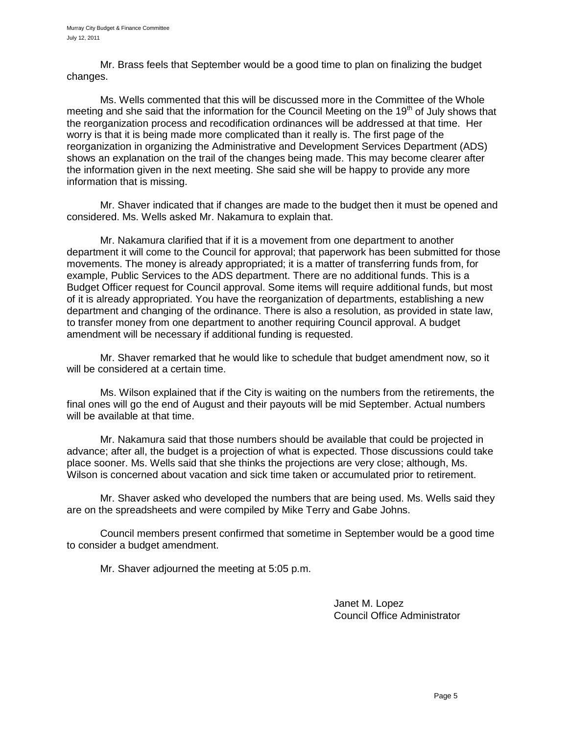Mr. Brass feels that September would be a good time to plan on finalizing the budget changes.

Ms. Wells commented that this will be discussed more in the Committee of the Whole meeting and she said that the information for the Council Meeting on the 19th of July shows that the reorganization process and recodification ordinances will be addressed at that time. Her worry is that it is being made more complicated than it really is. The first page of the reorganization in organizing the Administrative and Development Services Department (ADS) shows an explanation on the trail of the changes being made. This may become clearer after the information given in the next meeting. She said she will be happy to provide any more information that is missing.

Mr. Shaver indicated that if changes are made to the budget then it must be opened and considered. Ms. Wells asked Mr. Nakamura to explain that.

Mr. Nakamura clarified that if it is a movement from one department to another department it will come to the Council for approval; that paperwork has been submitted for those movements. The money is already appropriated; it is a matter of transferring funds from, for example, Public Services to the ADS department. There are no additional funds. This is a Budget Officer request for Council approval. Some items will require additional funds, but most of it is already appropriated. You have the reorganization of departments, establishing a new department and changing of the ordinance. There is also a resolution, as provided in state law, to transfer money from one department to another requiring Council approval. A budget amendment will be necessary if additional funding is requested.

Mr. Shaver remarked that he would like to schedule that budget amendment now, so it will be considered at a certain time.

Ms. Wilson explained that if the City is waiting on the numbers from the retirements, the final ones will go the end of August and their payouts will be mid September. Actual numbers will be available at that time.

Mr. Nakamura said that those numbers should be available that could be projected in advance; after all, the budget is a projection of what is expected. Those discussions could take place sooner. Ms. Wells said that she thinks the projections are very close; although, Ms. Wilson is concerned about vacation and sick time taken or accumulated prior to retirement.

Mr. Shaver asked who developed the numbers that are being used. Ms. Wells said they are on the spreadsheets and were compiled by Mike Terry and Gabe Johns.

Council members present confirmed that sometime in September would be a good time to consider a budget amendment.

Mr. Shaver adjourned the meeting at 5:05 p.m.

Janet M. Lopez
Council Office Administrator